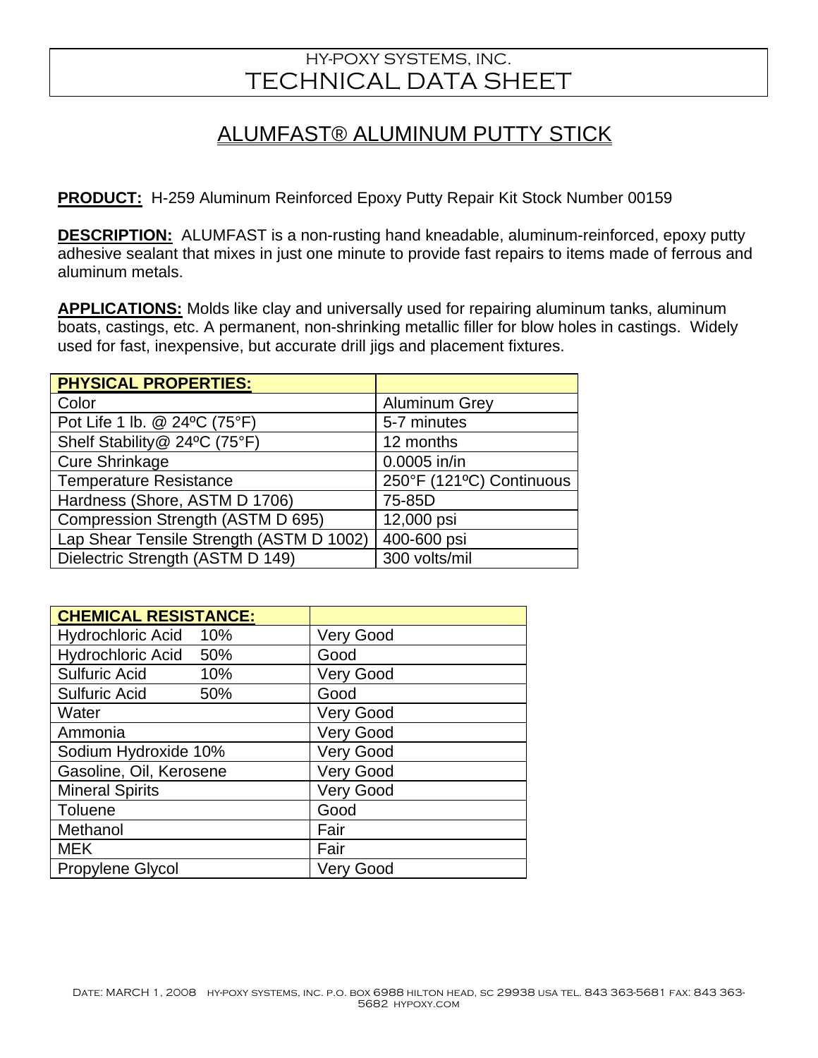# HY-POXY SYSTEMS, INC.
# TECHNICAL DATA SHEET

## ALUMFAST® ALUMINUM PUTTY STICK

**PRODUCT:** H-259 Aluminum Reinforced Epoxy Putty Repair Kit Stock Number 00159

**DESCRIPTION:** ALUMFAST is a non-rusting hand kneadable, aluminum-reinforced, epoxy putty adhesive sealant that mixes in just one minute to provide fast repairs to items made of ferrous and aluminum metals.

**APPLICATIONS:** Molds like clay and universally used for repairing aluminum tanks, aluminum boats, castings, etc. A permanent, non-shrinking metallic filler for blow holes in castings. Widely used for fast, inexpensive, but accurate drill jigs and placement fixtures.

| PHYSICAL PROPERTIES: | |
|---|---|
| Color | Aluminum Grey |
| Pot Life 1 lb. @ 24ºC (75°F) | 5-7 minutes |
| Shelf Stability@ 24ºC (75°F) | 12 months |
| Cure Shrinkage | 0.0005 in/in |
| Temperature Resistance | 250°F (121ºC) Continuous |
| Hardness (Shore, ASTM D 1706) | 75-85D |
| Compression Strength (ASTM D 695) | 12,000 psi |
| Lap Shear Tensile Strength (ASTM D 1002) | 400-600 psi |
| Dielectric Strength (ASTM D 149) | 300 volts/mil |

| CHEMICAL RESISTANCE: | |
|---|---|
| Hydrochloric Acid 10% | Very Good |
| Hydrochloric Acid 50% | Good |
| Sulfuric Acid 10% | Very Good |
| Sulfuric Acid 50% | Good |
| Water | Very Good |
| Ammonia | Very Good |
| Sodium Hydroxide 10% | Very Good |
| Gasoline, Oil, Kerosene | Very Good |
| Mineral Spirits | Very Good |
| Toluene | Good |
| Methanol | Fair |
| MEK | Fair |
| Propylene Glycol | Very Good |

Date: MARCH 1, 2008 hy-poxy systems, inc. p.o. box 6988 hilton head, sc 29938 usa tel. 843 363-5681 fax: 843 363-5682 hypoxy.com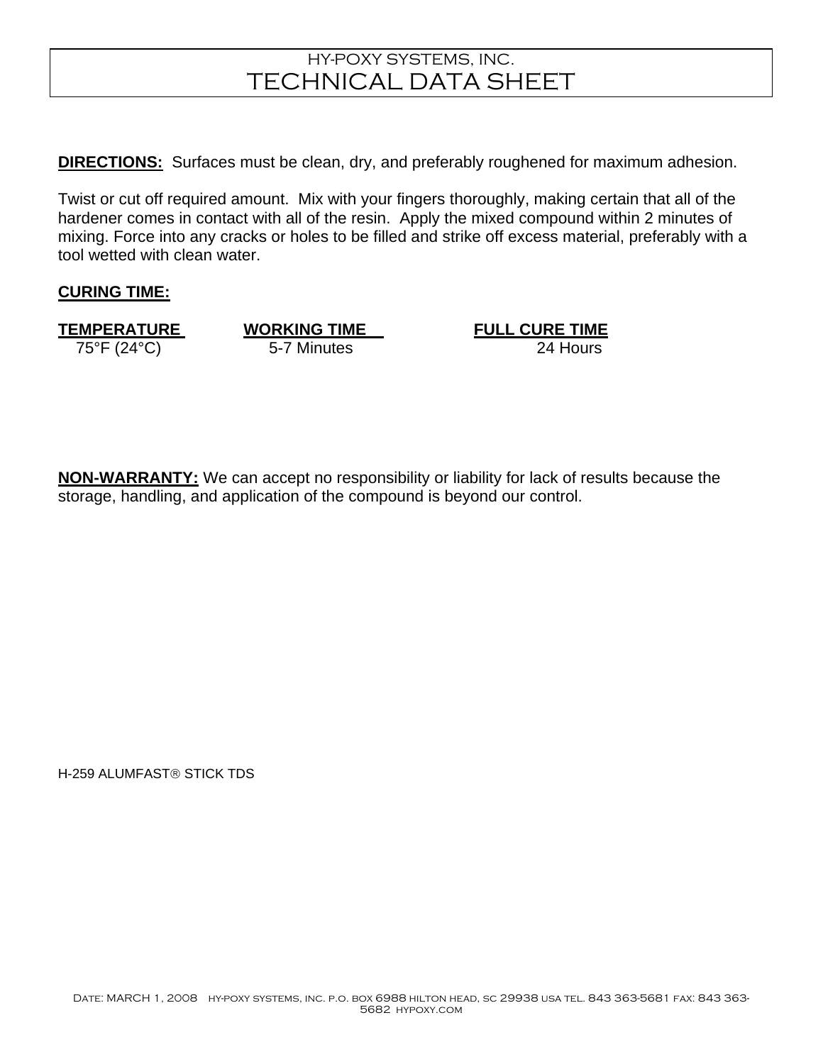# HY-POXY SYSTEMS, INC.
# TECHNICAL DATA SHEET

**DIRECTIONS:** Surfaces must be clean, dry, and preferably roughened for maximum adhesion.

Twist or cut off required amount. Mix with your fingers thoroughly, making certain that all of the hardener comes in contact with all of the resin. Apply the mixed compound within 2 minutes of mixing. Force into any cracks or holes to be filled and strike off excess material, preferably with a tool wetted with clean water.

**CURING TIME:**

| TEMPERATURE | WORKING TIME | FULL CURE TIME |
| --- | --- | --- |
| 75°F (24°C) | 5-7 Minutes | 24 Hours |

**NON-WARRANTY:** We can accept no responsibility or liability for lack of results because the storage, handling, and application of the compound is beyond our control.

H-259 ALUMFAST® STICK TDS

Date: MARCH 1, 2008 HY-POXY SYSTEMS, INC. P.O. BOX 6988 HILTON HEAD, SC 29938 USA TEL. 843 363-5681 FAX: 843 363-5682 HYPOXY.COM